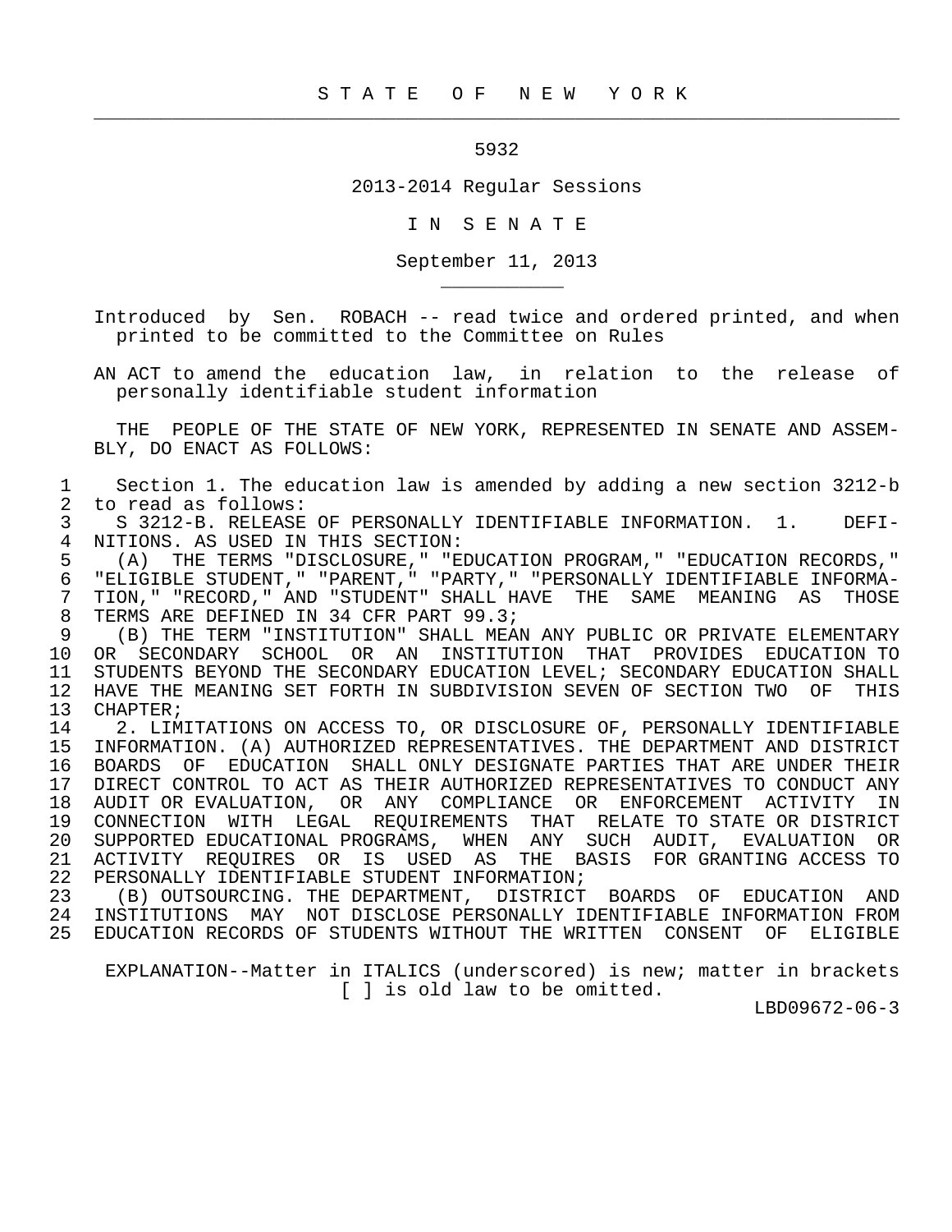S T A T E   O F   N E W   Y O R K

---

5932

2013-2014 Regular Sessions

I N  S E N A T E

September 11, 2013

---

Introduced by Sen. ROBACH -- read twice and ordered printed, and when printed to be committed to the Committee on Rules

AN ACT to amend the education law, in relation to the release of personally identifiable student information

THE PEOPLE OF THE STATE OF NEW YORK, REPRESENTED IN SENATE AND ASSEMBLY, DO ENACT AS FOLLOWS:

1 Section 1. The education law is amended by adding a new section 3212-b
2 to read as follows:
3 S 3212-B. RELEASE OF PERSONALLY IDENTIFIABLE INFORMATION. 1. DEFI-
4 NITIONS. AS USED IN THIS SECTION:
5 (A) THE TERMS "DISCLOSURE," "EDUCATION PROGRAM," "EDUCATION RECORDS,"
6 "ELIGIBLE STUDENT," "PARENT," "PARTY," "PERSONALLY IDENTIFIABLE INFORMA-
7 TION," "RECORD," AND "STUDENT" SHALL HAVE THE SAME MEANING AS THOSE
8 TERMS ARE DEFINED IN 34 CFR PART 99.3;
9 (B) THE TERM "INSTITUTION" SHALL MEAN ANY PUBLIC OR PRIVATE ELEMENTARY
10 OR SECONDARY SCHOOL OR AN INSTITUTION THAT PROVIDES EDUCATION TO
11 STUDENTS BEYOND THE SECONDARY EDUCATION LEVEL; SECONDARY EDUCATION SHALL
12 HAVE THE MEANING SET FORTH IN SUBDIVISION SEVEN OF SECTION TWO OF THIS
13 CHAPTER;
14 2. LIMITATIONS ON ACCESS TO, OR DISCLOSURE OF, PERSONALLY IDENTIFIABLE
15 INFORMATION. (A) AUTHORIZED REPRESENTATIVES. THE DEPARTMENT AND DISTRICT
16 BOARDS OF EDUCATION SHALL ONLY DESIGNATE PARTIES THAT ARE UNDER THEIR
17 DIRECT CONTROL TO ACT AS THEIR AUTHORIZED REPRESENTATIVES TO CONDUCT ANY
18 AUDIT OR EVALUATION, OR ANY COMPLIANCE OR ENFORCEMENT ACTIVITY IN
19 CONNECTION WITH LEGAL REQUIREMENTS THAT RELATE TO STATE OR DISTRICT
20 SUPPORTED EDUCATIONAL PROGRAMS, WHEN ANY SUCH AUDIT, EVALUATION OR
21 ACTIVITY REQUIRES OR IS USED AS THE BASIS FOR GRANTING ACCESS TO
22 PERSONALLY IDENTIFIABLE STUDENT INFORMATION;
23 (B) OUTSOURCING. THE DEPARTMENT, DISTRICT BOARDS OF EDUCATION AND
24 INSTITUTIONS MAY NOT DISCLOSE PERSONALLY IDENTIFIABLE INFORMATION FROM
25 EDUCATION RECORDS OF STUDENTS WITHOUT THE WRITTEN CONSENT OF ELIGIBLE

EXPLANATION--Matter in ITALICS (underscored) is new; matter in brackets [ ] is old law to be omitted.

LBD09672-06-3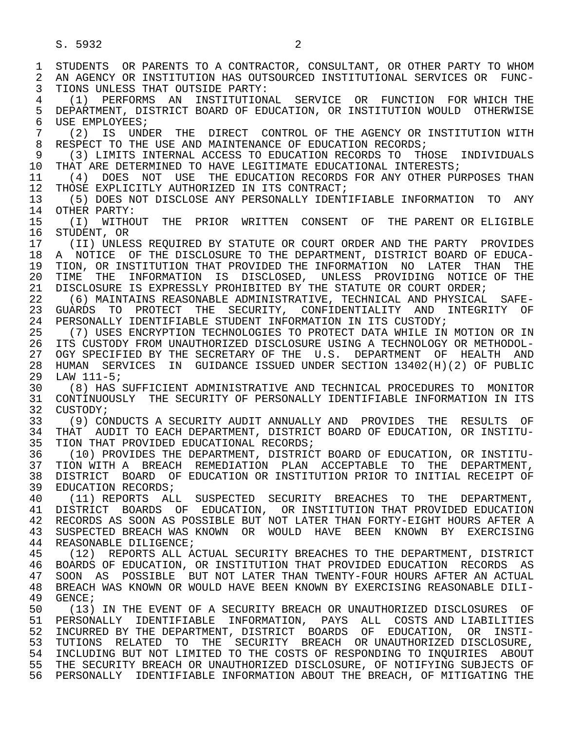STUDENTS OR PARENTS TO A CONTRACTOR, CONSULTANT, OR OTHER PARTY TO WHOM AN AGENCY OR INSTITUTION HAS OUTSOURCED INSTITUTIONAL SERVICES OR FUNCTIONS UNLESS THAT OUTSIDE PARTY:

(1) PERFORMS AN INSTITUTIONAL SERVICE OR FUNCTION FOR WHICH THE DEPARTMENT, DISTRICT BOARD OF EDUCATION, OR INSTITUTION WOULD OTHERWISE USE EMPLOYEES;

(2) IS UNDER THE DIRECT CONTROL OF THE AGENCY OR INSTITUTION WITH RESPECT TO THE USE AND MAINTENANCE OF EDUCATION RECORDS;

(3) LIMITS INTERNAL ACCESS TO EDUCATION RECORDS TO THOSE INDIVIDUALS THAT ARE DETERMINED TO HAVE LEGITIMATE EDUCATIONAL INTERESTS;

(4) DOES NOT USE THE EDUCATION RECORDS FOR ANY OTHER PURPOSES THAN THOSE EXPLICITLY AUTHORIZED IN ITS CONTRACT;

(5) DOES NOT DISCLOSE ANY PERSONALLY IDENTIFIABLE INFORMATION TO ANY OTHER PARTY:

(I) WITHOUT THE PRIOR WRITTEN CONSENT OF THE PARENT OR ELIGIBLE STUDENT, OR

(II) UNLESS REQUIRED BY STATUTE OR COURT ORDER AND THE PARTY PROVIDES A NOTICE OF THE DISCLOSURE TO THE DEPARTMENT, DISTRICT BOARD OF EDUCATION, OR INSTITUTION THAT PROVIDED THE INFORMATION NO LATER THAN THE TIME THE INFORMATION IS DISCLOSED, UNLESS PROVIDING NOTICE OF THE DISCLOSURE IS EXPRESSLY PROHIBITED BY THE STATUTE OR COURT ORDER;

(6) MAINTAINS REASONABLE ADMINISTRATIVE, TECHNICAL AND PHYSICAL SAFEGUARDS TO PROTECT THE SECURITY, CONFIDENTIALITY AND INTEGRITY OF PERSONALLY IDENTIFIABLE STUDENT INFORMATION IN ITS CUSTODY;

(7) USES ENCRYPTION TECHNOLOGIES TO PROTECT DATA WHILE IN MOTION OR IN ITS CUSTODY FROM UNAUTHORIZED DISCLOSURE USING A TECHNOLOGY OR METHODOLOGY SPECIFIED BY THE SECRETARY OF THE U.S. DEPARTMENT OF HEALTH AND HUMAN SERVICES IN GUIDANCE ISSUED UNDER SECTION 13402(H)(2) OF PUBLIC LAW 111-5;

(8) HAS SUFFICIENT ADMINISTRATIVE AND TECHNICAL PROCEDURES TO MONITOR CONTINUOUSLY THE SECURITY OF PERSONALLY IDENTIFIABLE INFORMATION IN ITS CUSTODY;

(9) CONDUCTS A SECURITY AUDIT ANNUALLY AND PROVIDES THE RESULTS OF THAT AUDIT TO EACH DEPARTMENT, DISTRICT BOARD OF EDUCATION, OR INSTITUTION THAT PROVIDED EDUCATIONAL RECORDS;

(10) PROVIDES THE DEPARTMENT, DISTRICT BOARD OF EDUCATION, OR INSTITUTION WITH A BREACH REMEDIATION PLAN ACCEPTABLE TO THE DEPARTMENT, DISTRICT BOARD OF EDUCATION OR INSTITUTION PRIOR TO INITIAL RECEIPT OF EDUCATION RECORDS;

(11) REPORTS ALL SUSPECTED SECURITY BREACHES TO THE DEPARTMENT, DISTRICT BOARDS OF EDUCATION, OR INSTITUTION THAT PROVIDED EDUCATION RECORDS AS SOON AS POSSIBLE BUT NOT LATER THAN FORTY-EIGHT HOURS AFTER A SUSPECTED BREACH WAS KNOWN OR WOULD HAVE BEEN KNOWN BY EXERCISING REASONABLE DILIGENCE;

(12) REPORTS ALL ACTUAL SECURITY BREACHES TO THE DEPARTMENT, DISTRICT BOARDS OF EDUCATION, OR INSTITUTION THAT PROVIDED EDUCATION RECORDS AS SOON AS POSSIBLE BUT NOT LATER THAN TWENTY-FOUR HOURS AFTER AN ACTUAL BREACH WAS KNOWN OR WOULD HAVE BEEN KNOWN BY EXERCISING REASONABLE DILIGENCE;

(13) IN THE EVENT OF A SECURITY BREACH OR UNAUTHORIZED DISCLOSURES OF PERSONALLY IDENTIFIABLE INFORMATION, PAYS ALL COSTS AND LIABILITIES INCURRED BY THE DEPARTMENT, DISTRICT BOARDS OF EDUCATION, OR INSTITUTIONS RELATED TO THE SECURITY BREACH OR UNAUTHORIZED DISCLOSURE, INCLUDING BUT NOT LIMITED TO THE COSTS OF RESPONDING TO INQUIRIES ABOUT THE SECURITY BREACH OR UNAUTHORIZED DISCLOSURE, OF NOTIFYING SUBJECTS OF PERSONALLY IDENTIFIABLE INFORMATION ABOUT THE BREACH, OF MITIGATING THE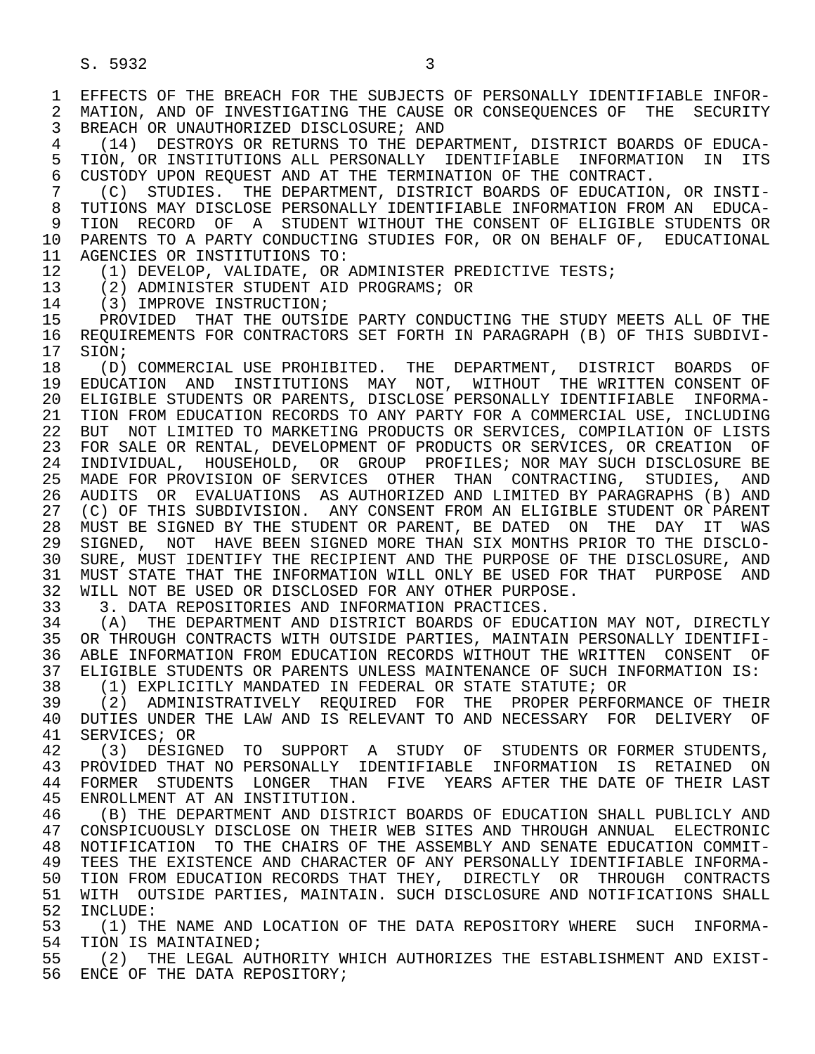EFFECTS OF THE BREACH FOR THE SUBJECTS OF PERSONALLY IDENTIFIABLE INFORMATION, AND OF INVESTIGATING THE CAUSE OR CONSEQUENCES OF THE SECURITY BREACH OR UNAUTHORIZED DISCLOSURE; AND

(14) DESTROYS OR RETURNS TO THE DEPARTMENT, DISTRICT BOARDS OF EDUCATION, OR INSTITUTIONS ALL PERSONALLY IDENTIFIABLE INFORMATION IN ITS CUSTODY UPON REQUEST AND AT THE TERMINATION OF THE CONTRACT.

(C) STUDIES. THE DEPARTMENT, DISTRICT BOARDS OF EDUCATION, OR INSTITUTIONS MAY DISCLOSE PERSONALLY IDENTIFIABLE INFORMATION FROM AN EDUCATION RECORD OF A STUDENT WITHOUT THE CONSENT OF ELIGIBLE STUDENTS OR PARENTS TO A PARTY CONDUCTING STUDIES FOR, OR ON BEHALF OF, EDUCATIONAL AGENCIES OR INSTITUTIONS TO:

(1) DEVELOP, VALIDATE, OR ADMINISTER PREDICTIVE TESTS;

(2) ADMINISTER STUDENT AID PROGRAMS; OR

(3) IMPROVE INSTRUCTION;

PROVIDED THAT THE OUTSIDE PARTY CONDUCTING THE STUDY MEETS ALL OF THE REQUIREMENTS FOR CONTRACTORS SET FORTH IN PARAGRAPH (B) OF THIS SUBDIVISION;

(D) COMMERCIAL USE PROHIBITED. THE DEPARTMENT, DISTRICT BOARDS OF EDUCATION AND INSTITUTIONS MAY NOT, WITHOUT THE WRITTEN CONSENT OF ELIGIBLE STUDENTS OR PARENTS, DISCLOSE PERSONALLY IDENTIFIABLE INFORMATION FROM EDUCATION RECORDS TO ANY PARTY FOR A COMMERCIAL USE, INCLUDING BUT NOT LIMITED TO MARKETING PRODUCTS OR SERVICES, COMPILATION OF LISTS FOR SALE OR RENTAL, DEVELOPMENT OF PRODUCTS OR SERVICES, OR CREATION OF INDIVIDUAL, HOUSEHOLD, OR GROUP PROFILES; NOR MAY SUCH DISCLOSURE BE MADE FOR PROVISION OF SERVICES OTHER THAN CONTRACTING, STUDIES, AND AUDITS OR EVALUATIONS AS AUTHORIZED AND LIMITED BY PARAGRAPHS (B) AND (C) OF THIS SUBDIVISION. ANY CONSENT FROM AN ELIGIBLE STUDENT OR PARENT MUST BE SIGNED BY THE STUDENT OR PARENT, BE DATED ON THE DAY IT WAS SIGNED, NOT HAVE BEEN SIGNED MORE THAN SIX MONTHS PRIOR TO THE DISCLOSURE, MUST IDENTIFY THE RECIPIENT AND THE PURPOSE OF THE DISCLOSURE, AND MUST STATE THAT THE INFORMATION WILL ONLY BE USED FOR THAT PURPOSE AND WILL NOT BE USED OR DISCLOSED FOR ANY OTHER PURPOSE.

3. DATA REPOSITORIES AND INFORMATION PRACTICES.

(A) THE DEPARTMENT AND DISTRICT BOARDS OF EDUCATION MAY NOT, DIRECTLY OR THROUGH CONTRACTS WITH OUTSIDE PARTIES, MAINTAIN PERSONALLY IDENTIFIABLE INFORMATION FROM EDUCATION RECORDS WITHOUT THE WRITTEN CONSENT OF ELIGIBLE STUDENTS OR PARENTS UNLESS MAINTENANCE OF SUCH INFORMATION IS:

(1) EXPLICITLY MANDATED IN FEDERAL OR STATE STATUTE; OR

(2) ADMINISTRATIVELY REQUIRED FOR THE PROPER PERFORMANCE OF THEIR DUTIES UNDER THE LAW AND IS RELEVANT TO AND NECESSARY FOR DELIVERY OF SERVICES; OR

(3) DESIGNED TO SUPPORT A STUDY OF STUDENTS OR FORMER STUDENTS, PROVIDED THAT NO PERSONALLY IDENTIFIABLE INFORMATION IS RETAINED ON FORMER STUDENTS LONGER THAN FIVE YEARS AFTER THE DATE OF THEIR LAST ENROLLMENT AT AN INSTITUTION.

(B) THE DEPARTMENT AND DISTRICT BOARDS OF EDUCATION SHALL PUBLICLY AND CONSPICUOUSLY DISCLOSE ON THEIR WEB SITES AND THROUGH ANNUAL ELECTRONIC NOTIFICATION TO THE CHAIRS OF THE ASSEMBLY AND SENATE EDUCATION COMMITTEES THE EXISTENCE AND CHARACTER OF ANY PERSONALLY IDENTIFIABLE INFORMATION FROM EDUCATION RECORDS THAT THEY, DIRECTLY OR THROUGH CONTRACTS WITH OUTSIDE PARTIES, MAINTAIN. SUCH DISCLOSURE AND NOTIFICATIONS SHALL INCLUDE:

(1) THE NAME AND LOCATION OF THE DATA REPOSITORY WHERE SUCH INFORMATION IS MAINTAINED;

(2) THE LEGAL AUTHORITY WHICH AUTHORIZES THE ESTABLISHMENT AND EXISTENCE OF THE DATA REPOSITORY;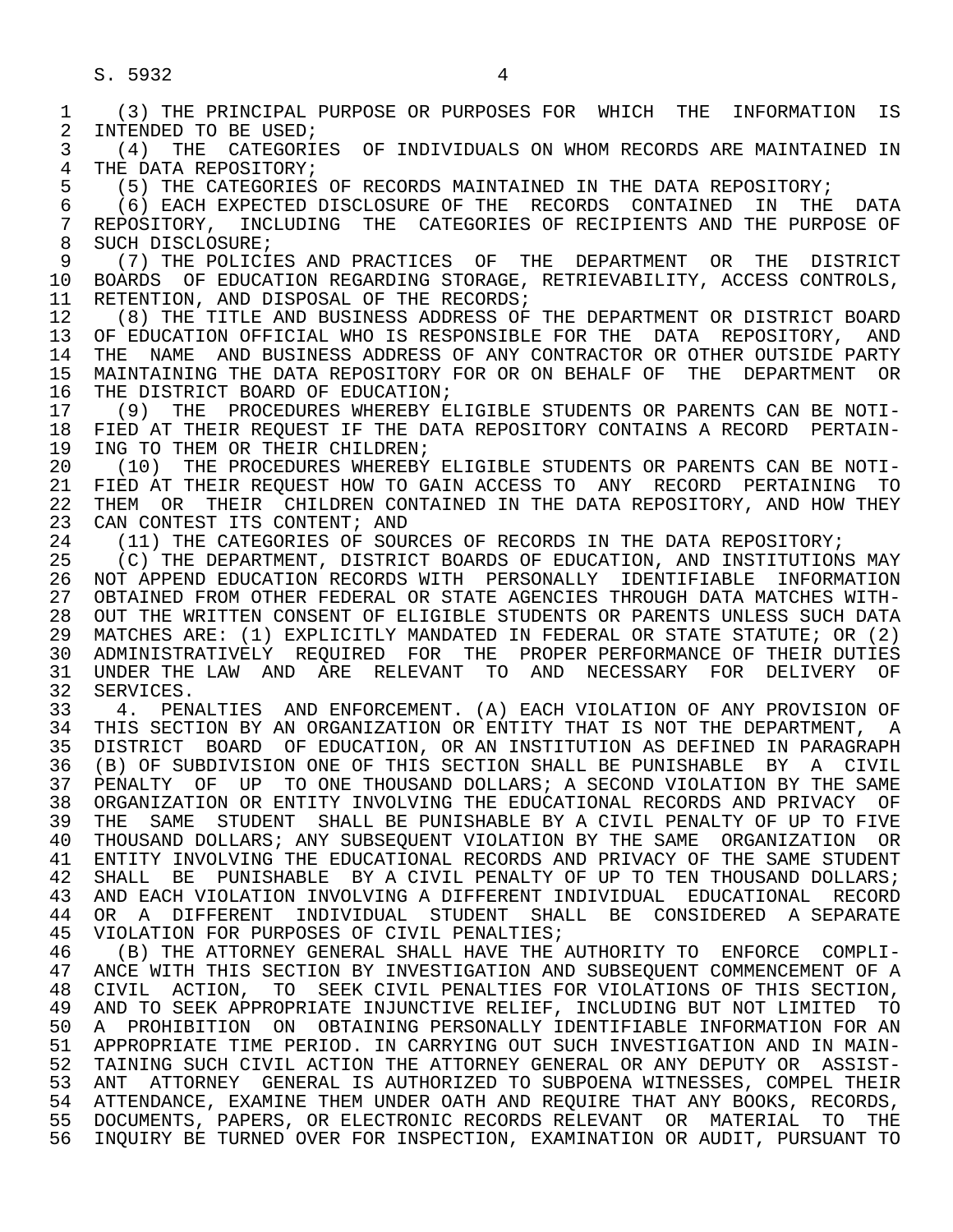(3) THE PRINCIPAL PURPOSE OR PURPOSES FOR WHICH THE INFORMATION IS INTENDED TO BE USED;

(4) THE CATEGORIES OF INDIVIDUALS ON WHOM RECORDS ARE MAINTAINED IN THE DATA REPOSITORY;

(5) THE CATEGORIES OF RECORDS MAINTAINED IN THE DATA REPOSITORY;

(6) EACH EXPECTED DISCLOSURE OF THE RECORDS CONTAINED IN THE DATA REPOSITORY, INCLUDING THE CATEGORIES OF RECIPIENTS AND THE PURPOSE OF SUCH DISCLOSURE;

(7) THE POLICIES AND PRACTICES OF THE DEPARTMENT OR THE DISTRICT BOARDS OF EDUCATION REGARDING STORAGE, RETRIEVABILITY, ACCESS CONTROLS, RETENTION, AND DISPOSAL OF THE RECORDS;

(8) THE TITLE AND BUSINESS ADDRESS OF THE DEPARTMENT OR DISTRICT BOARD OF EDUCATION OFFICIAL WHO IS RESPONSIBLE FOR THE DATA REPOSITORY, AND THE NAME AND BUSINESS ADDRESS OF ANY CONTRACTOR OR OTHER OUTSIDE PARTY MAINTAINING THE DATA REPOSITORY FOR OR ON BEHALF OF THE DEPARTMENT OR THE DISTRICT BOARD OF EDUCATION;

(9) THE PROCEDURES WHEREBY ELIGIBLE STUDENTS OR PARENTS CAN BE NOTIFIED AT THEIR REQUEST IF THE DATA REPOSITORY CONTAINS A RECORD PERTAINING TO THEM OR THEIR CHILDREN;

(10) THE PROCEDURES WHEREBY ELIGIBLE STUDENTS OR PARENTS CAN BE NOTIFIED AT THEIR REQUEST HOW TO GAIN ACCESS TO ANY RECORD PERTAINING TO THEM OR THEIR CHILDREN CONTAINED IN THE DATA REPOSITORY, AND HOW THEY CAN CONTEST ITS CONTENT; AND

(11) THE CATEGORIES OF SOURCES OF RECORDS IN THE DATA REPOSITORY;

(C) THE DEPARTMENT, DISTRICT BOARDS OF EDUCATION, AND INSTITUTIONS MAY NOT APPEND EDUCATION RECORDS WITH PERSONALLY IDENTIFIABLE INFORMATION OBTAINED FROM OTHER FEDERAL OR STATE AGENCIES THROUGH DATA MATCHES WITHOUT THE WRITTEN CONSENT OF ELIGIBLE STUDENTS OR PARENTS UNLESS SUCH DATA MATCHES ARE: (1) EXPLICITLY MANDATED IN FEDERAL OR STATE STATUTE; OR (2) ADMINISTRATIVELY REQUIRED FOR THE PROPER PERFORMANCE OF THEIR DUTIES UNDER THE LAW AND ARE RELEVANT TO AND NECESSARY FOR DELIVERY OF SERVICES.

4. PENALTIES AND ENFORCEMENT. (A) EACH VIOLATION OF ANY PROVISION OF THIS SECTION BY AN ORGANIZATION OR ENTITY THAT IS NOT THE DEPARTMENT, A DISTRICT BOARD OF EDUCATION, OR AN INSTITUTION AS DEFINED IN PARAGRAPH (B) OF SUBDIVISION ONE OF THIS SECTION SHALL BE PUNISHABLE BY A CIVIL PENALTY OF UP TO ONE THOUSAND DOLLARS; A SECOND VIOLATION BY THE SAME ORGANIZATION OR ENTITY INVOLVING THE EDUCATIONAL RECORDS AND PRIVACY OF THE SAME STUDENT SHALL BE PUNISHABLE BY A CIVIL PENALTY OF UP TO FIVE THOUSAND DOLLARS; ANY SUBSEQUENT VIOLATION BY THE SAME ORGANIZATION OR ENTITY INVOLVING THE EDUCATIONAL RECORDS AND PRIVACY OF THE SAME STUDENT SHALL BE PUNISHABLE BY A CIVIL PENALTY OF UP TO TEN THOUSAND DOLLARS; AND EACH VIOLATION INVOLVING A DIFFERENT INDIVIDUAL EDUCATIONAL RECORD OR A DIFFERENT INDIVIDUAL STUDENT SHALL BE CONSIDERED A SEPARATE VIOLATION FOR PURPOSES OF CIVIL PENALTIES;

(B) THE ATTORNEY GENERAL SHALL HAVE THE AUTHORITY TO ENFORCE COMPLIANCE WITH THIS SECTION BY INVESTIGATION AND SUBSEQUENT COMMENCEMENT OF A CIVIL ACTION, TO SEEK CIVIL PENALTIES FOR VIOLATIONS OF THIS SECTION, AND TO SEEK APPROPRIATE INJUNCTIVE RELIEF, INCLUDING BUT NOT LIMITED TO A PROHIBITION ON OBTAINING PERSONALLY IDENTIFIABLE INFORMATION FOR AN APPROPRIATE TIME PERIOD. IN CARRYING OUT SUCH INVESTIGATION AND IN MAINTAINING SUCH CIVIL ACTION THE ATTORNEY GENERAL OR ANY DEPUTY OR ASSISTANT ATTORNEY GENERAL IS AUTHORIZED TO SUBPOENA WITNESSES, COMPEL THEIR ATTENDANCE, EXAMINE THEM UNDER OATH AND REQUIRE THAT ANY BOOKS, RECORDS, DOCUMENTS, PAPERS, OR ELECTRONIC RECORDS RELEVANT OR MATERIAL TO THE INQUIRY BE TURNED OVER FOR INSPECTION, EXAMINATION OR AUDIT, PURSUANT TO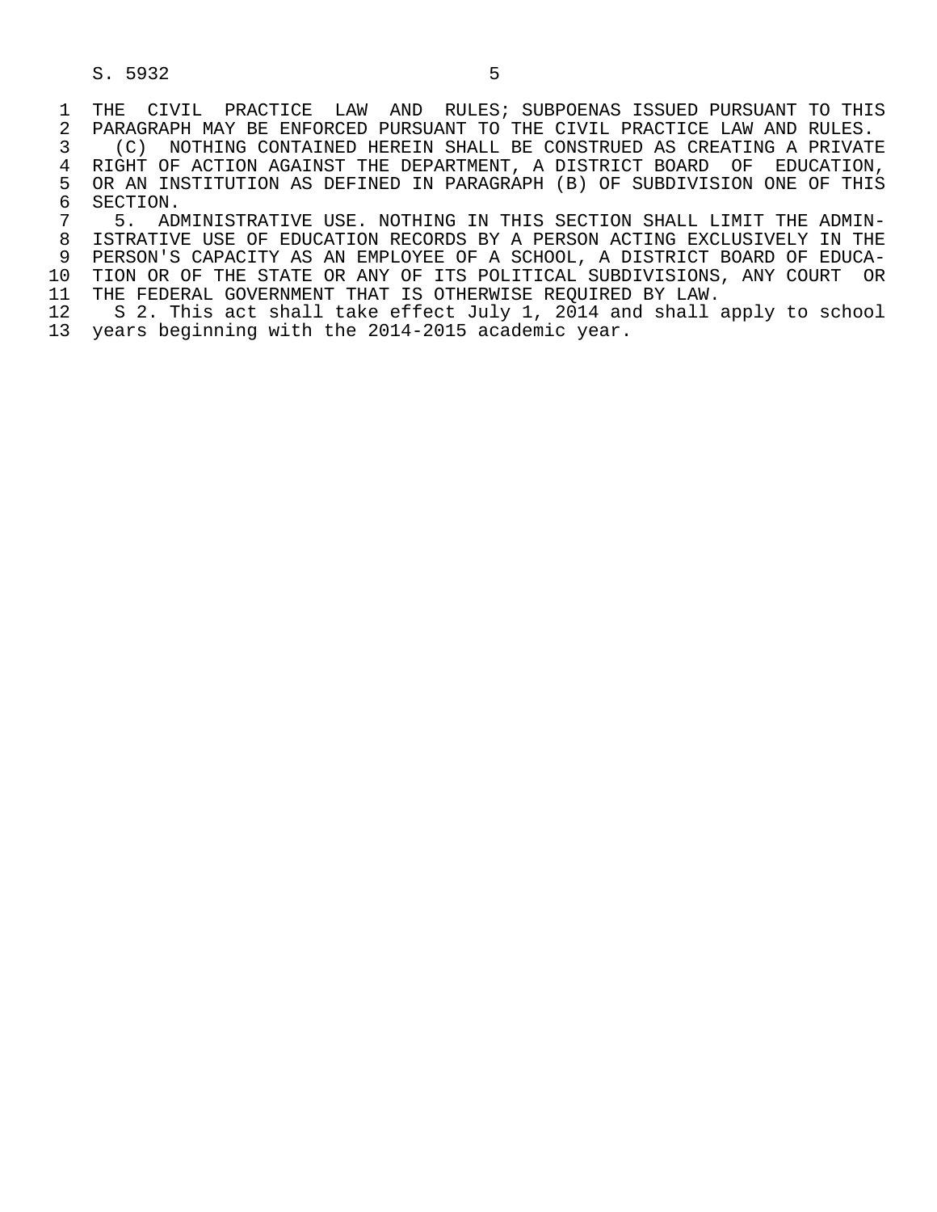THE CIVIL PRACTICE LAW AND RULES; SUBPOENAS ISSUED PURSUANT TO THIS PARAGRAPH MAY BE ENFORCED PURSUANT TO THE CIVIL PRACTICE LAW AND RULES.

(C) NOTHING CONTAINED HEREIN SHALL BE CONSTRUED AS CREATING A PRIVATE RIGHT OF ACTION AGAINST THE DEPARTMENT, A DISTRICT BOARD OF EDUCATION, OR AN INSTITUTION AS DEFINED IN PARAGRAPH (B) OF SUBDIVISION ONE OF THIS SECTION.

5. ADMINISTRATIVE USE. NOTHING IN THIS SECTION SHALL LIMIT THE ADMINISTRATIVE USE OF EDUCATION RECORDS BY A PERSON ACTING EXCLUSIVELY IN THE PERSON'S CAPACITY AS AN EMPLOYEE OF A SCHOOL, A DISTRICT BOARD OF EDUCATION OR OF THE STATE OR ANY OF ITS POLITICAL SUBDIVISIONS, ANY COURT OR THE FEDERAL GOVERNMENT THAT IS OTHERWISE REQUIRED BY LAW.

S 2. This act shall take effect July 1, 2014 and shall apply to school years beginning with the 2014-2015 academic year.